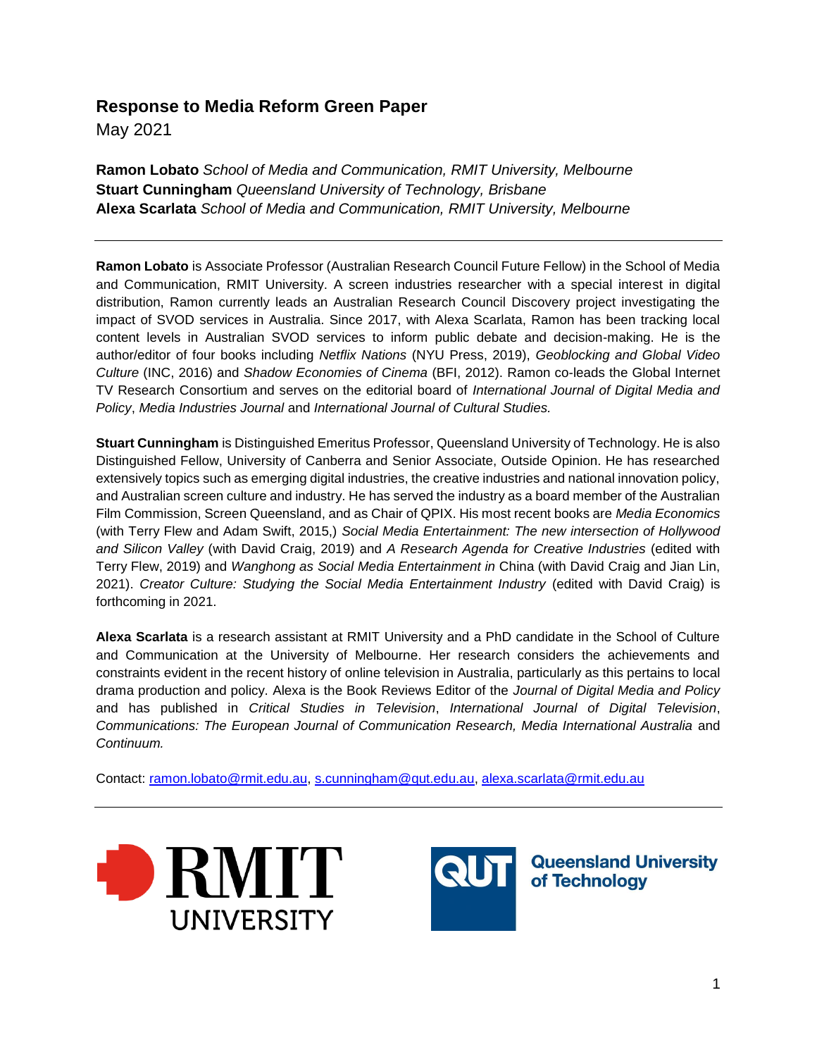# Response to Media Reform Green Paper

May 2021

**Ramon Lobato** *School of Media and Communication, RMIT University, Melbourne*
**Stuart Cunningham** *Queensland University of Technology, Brisbane*
**Alexa Scarlata** *School of Media and Communication, RMIT University, Melbourne*

---

**Ramon Lobato** is Associate Professor (Australian Research Council Future Fellow) in the School of Media and Communication, RMIT University. A screen industries researcher with a special interest in digital distribution, Ramon currently leads an Australian Research Council Discovery project investigating the impact of SVOD services in Australia. Since 2017, with Alexa Scarlata, Ramon has been tracking local content levels in Australian SVOD services to inform public debate and decision-making. He is the author/editor of four books including *Netflix Nations* (NYU Press, 2019), *Geoblocking and Global Video Culture* (INC, 2016) and *Shadow Economies of Cinema* (BFI, 2012). Ramon co-leads the Global Internet TV Research Consortium and serves on the editorial board of *International Journal of Digital Media and Policy*, *Media Industries Journal* and *International Journal of Cultural Studies.*

**Stuart Cunningham** is Distinguished Emeritus Professor, Queensland University of Technology. He is also Distinguished Fellow, University of Canberra and Senior Associate, Outside Opinion. He has researched extensively topics such as emerging digital industries, the creative industries and national innovation policy, and Australian screen culture and industry. He has served the industry as a board member of the Australian Film Commission, Screen Queensland, and as Chair of QPIX. His most recent books are *Media Economics* (with Terry Flew and Adam Swift, 2015,) *Social Media Entertainment: The new intersection of Hollywood and Silicon Valley* (with David Craig, 2019) and *A Research Agenda for Creative Industries* (edited with Terry Flew, 2019) and *Wanghong as Social Media Entertainment in* China (with David Craig and Jian Lin, 2021). *Creator Culture: Studying the Social Media Entertainment Industry* (edited with David Craig) is forthcoming in 2021.

**Alexa Scarlata** is a research assistant at RMIT University and a PhD candidate in the School of Culture and Communication at the University of Melbourne. Her research considers the achievements and constraints evident in the recent history of online television in Australia, particularly as this pertains to local drama production and policy. Alexa is the Book Reviews Editor of the *Journal of Digital Media and Policy* and has published in *Critical Studies in Television*, *International Journal of Digital Television*, *Communications: The European Journal of Communication Research, Media International Australia* and *Continuum.*

Contact: ramon.lobato@rmit.edu.au, s.cunningham@qut.edu.au, alexa.scarlata@rmit.edu.au

---

RMIT UNIVERSITY

QUT Queensland University of Technology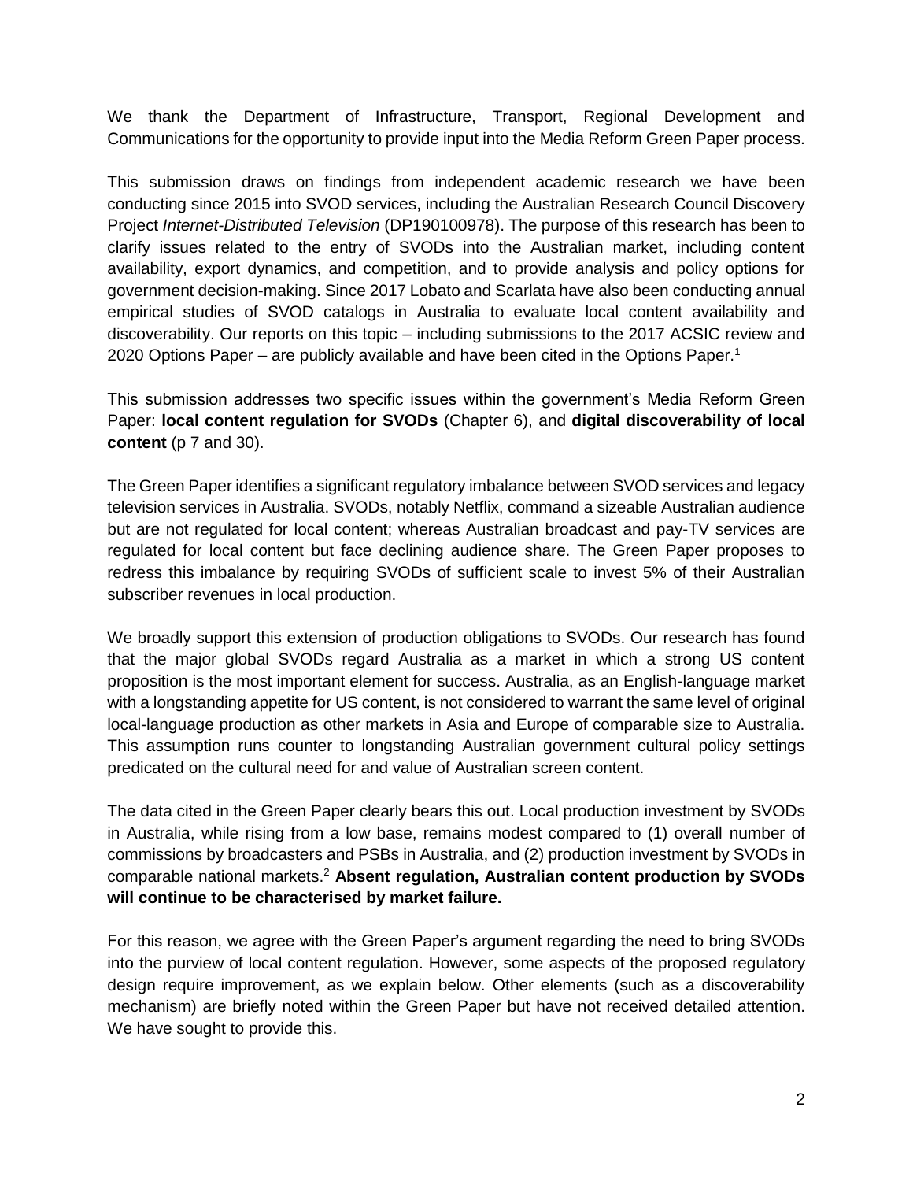We thank the Department of Infrastructure, Transport, Regional Development and Communications for the opportunity to provide input into the Media Reform Green Paper process.

This submission draws on findings from independent academic research we have been conducting since 2015 into SVOD services, including the Australian Research Council Discovery Project *Internet-Distributed Television* (DP190100978). The purpose of this research has been to clarify issues related to the entry of SVODs into the Australian market, including content availability, export dynamics, and competition, and to provide analysis and policy options for government decision-making. Since 2017 Lobato and Scarlata have also been conducting annual empirical studies of SVOD catalogs in Australia to evaluate local content availability and discoverability. Our reports on this topic – including submissions to the 2017 ACSIC review and 2020 Options Paper – are publicly available and have been cited in the Options Paper.[1]

This submission addresses two specific issues within the government's Media Reform Green Paper: **local content regulation for SVODs** (Chapter 6), and **digital discoverability of local content** (p 7 and 30).

The Green Paper identifies a significant regulatory imbalance between SVOD services and legacy television services in Australia. SVODs, notably Netflix, command a sizeable Australian audience but are not regulated for local content; whereas Australian broadcast and pay-TV services are regulated for local content but face declining audience share. The Green Paper proposes to redress this imbalance by requiring SVODs of sufficient scale to invest 5% of their Australian subscriber revenues in local production.

We broadly support this extension of production obligations to SVODs. Our research has found that the major global SVODs regard Australia as a market in which a strong US content proposition is the most important element for success. Australia, as an English-language market with a longstanding appetite for US content, is not considered to warrant the same level of original local-language production as other markets in Asia and Europe of comparable size to Australia. This assumption runs counter to longstanding Australian government cultural policy settings predicated on the cultural need for and value of Australian screen content.

The data cited in the Green Paper clearly bears this out. Local production investment by SVODs in Australia, while rising from a low base, remains modest compared to (1) overall number of commissions by broadcasters and PSBs in Australia, and (2) production investment by SVODs in comparable national markets.[2] **Absent regulation, Australian content production by SVODs will continue to be characterised by market failure.**

For this reason, we agree with the Green Paper's argument regarding the need to bring SVODs into the purview of local content regulation. However, some aspects of the proposed regulatory design require improvement, as we explain below. Other elements (such as a discoverability mechanism) are briefly noted within the Green Paper but have not received detailed attention. We have sought to provide this.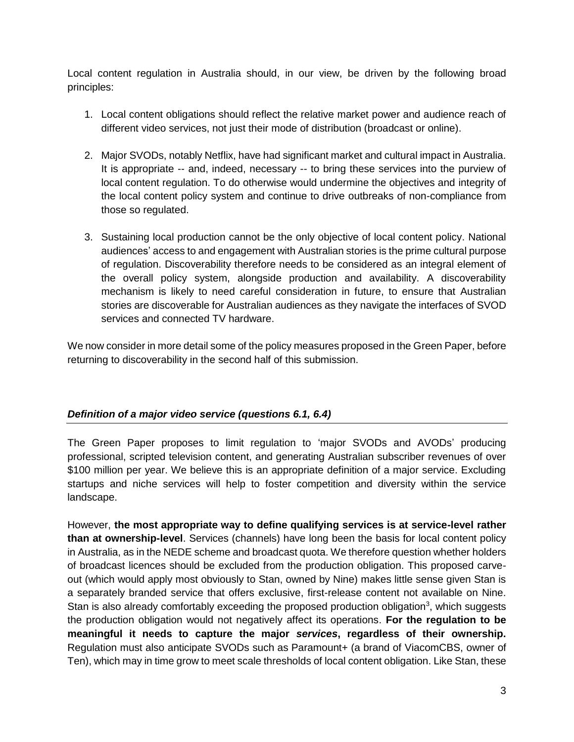Local content regulation in Australia should, in our view, be driven by the following broad principles:

1. Local content obligations should reflect the relative market power and audience reach of different video services, not just their mode of distribution (broadcast or online).
2. Major SVODs, notably Netflix, have had significant market and cultural impact in Australia. It is appropriate -- and, indeed, necessary -- to bring these services into the purview of local content regulation. To do otherwise would undermine the objectives and integrity of the local content policy system and continue to drive outbreaks of non-compliance from those so regulated.
3. Sustaining local production cannot be the only objective of local content policy. National audiences' access to and engagement with Australian stories is the prime cultural purpose of regulation. Discoverability therefore needs to be considered as an integral element of the overall policy system, alongside production and availability. A discoverability mechanism is likely to need careful consideration in future, to ensure that Australian stories are discoverable for Australian audiences as they navigate the interfaces of SVOD services and connected TV hardware.

We now consider in more detail some of the policy measures proposed in the Green Paper, before returning to discoverability in the second half of this submission.

### *Definition of a major video service (questions 6.1, 6.4)*

The Green Paper proposes to limit regulation to 'major SVODs and AVODs' producing professional, scripted television content, and generating Australian subscriber revenues of over $100 million per year. We believe this is an appropriate definition of a major service. Excluding startups and niche services will help to foster competition and diversity within the service landscape.

However, **the most appropriate way to define qualifying services is at service-level rather than at ownership-level**. Services (channels) have long been the basis for local content policy in Australia, as in the NEDE scheme and broadcast quota. We therefore question whether holders of broadcast licences should be excluded from the production obligation. This proposed carve-out (which would apply most obviously to Stan, owned by Nine) makes little sense given Stan is a separately branded service that offers exclusive, first-release content not available on Nine. Stan is also already comfortably exceeding the proposed production obligation[3], which suggests the production obligation would not negatively affect its operations. **For the regulation to be meaningful it needs to capture the major *services*, regardless of their ownership.** Regulation must also anticipate SVODs such as Paramount+ (a brand of ViacomCBS, owner of Ten), which may in time grow to meet scale thresholds of local content obligation. Like Stan, these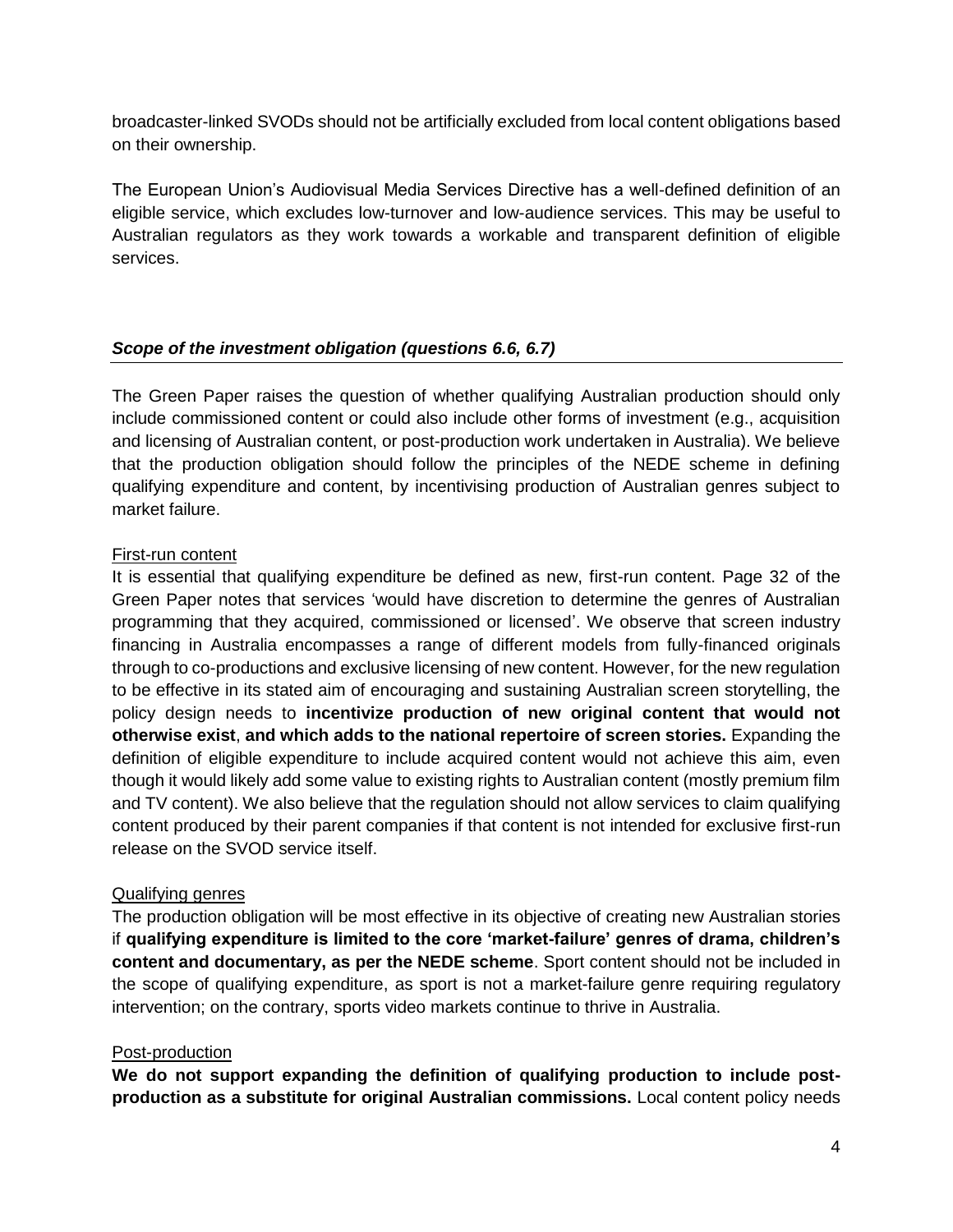broadcaster-linked SVODs should not be artificially excluded from local content obligations based on their ownership.

The European Union's Audiovisual Media Services Directive has a well-defined definition of an eligible service, which excludes low-turnover and low-audience services. This may be useful to Australian regulators as they work towards a workable and transparent definition of eligible services.

### *Scope of the investment obligation (questions 6.6, 6.7)*

The Green Paper raises the question of whether qualifying Australian production should only include commissioned content or could also include other forms of investment (e.g., acquisition and licensing of Australian content, or post-production work undertaken in Australia). We believe that the production obligation should follow the principles of the NEDE scheme in defining qualifying expenditure and content, by incentivising production of Australian genres subject to market failure.

First-run content

It is essential that qualifying expenditure be defined as new, first-run content. Page 32 of the Green Paper notes that services 'would have discretion to determine the genres of Australian programming that they acquired, commissioned or licensed'. We observe that screen industry financing in Australia encompasses a range of different models from fully-financed originals through to co-productions and exclusive licensing of new content. However, for the new regulation to be effective in its stated aim of encouraging and sustaining Australian screen storytelling, the policy design needs to **incentivize production of new original content that would not otherwise exist**, **and which adds to the national repertoire of screen stories.** Expanding the definition of eligible expenditure to include acquired content would not achieve this aim, even though it would likely add some value to existing rights to Australian content (mostly premium film and TV content). We also believe that the regulation should not allow services to claim qualifying content produced by their parent companies if that content is not intended for exclusive first-run release on the SVOD service itself.

Qualifying genres

The production obligation will be most effective in its objective of creating new Australian stories if **qualifying expenditure is limited to the core 'market-failure' genres of drama, children's content and documentary, as per the NEDE scheme**. Sport content should not be included in the scope of qualifying expenditure, as sport is not a market-failure genre requiring regulatory intervention; on the contrary, sports video markets continue to thrive in Australia.

Post-production

**We do not support expanding the definition of qualifying production to include post-production as a substitute for original Australian commissions.** Local content policy needs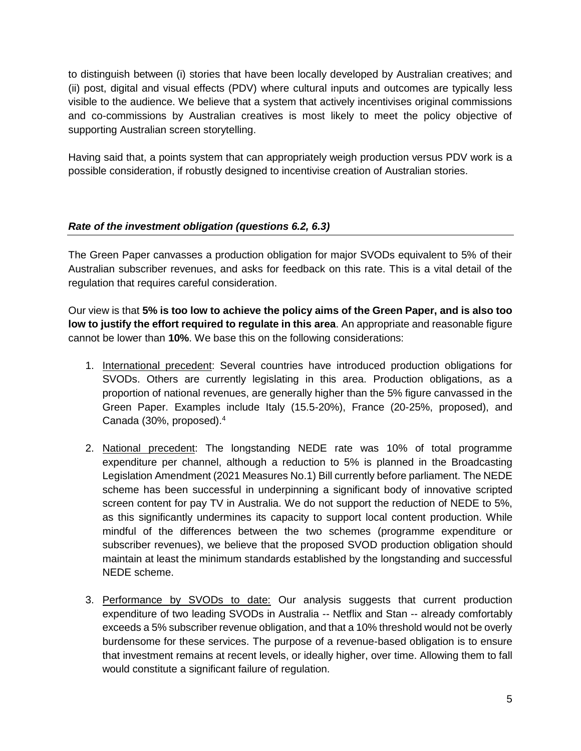to distinguish between (i) stories that have been locally developed by Australian creatives; and (ii) post, digital and visual effects (PDV) where cultural inputs and outcomes are typically less visible to the audience. We believe that a system that actively incentivises original commissions and co-commissions by Australian creatives is most likely to meet the policy objective of supporting Australian screen storytelling.

Having said that, a points system that can appropriately weigh production versus PDV work is a possible consideration, if robustly designed to incentivise creation of Australian stories.

### *Rate of the investment obligation (questions 6.2, 6.3)*

The Green Paper canvasses a production obligation for major SVODs equivalent to 5% of their Australian subscriber revenues, and asks for feedback on this rate. This is a vital detail of the regulation that requires careful consideration.

Our view is that **5% is too low to achieve the policy aims of the Green Paper, and is also too low to justify the effort required to regulate in this area**. An appropriate and reasonable figure cannot be lower than **10%**. We base this on the following considerations:

1. International precedent: Several countries have introduced production obligations for SVODs. Others are currently legislating in this area. Production obligations, as a proportion of national revenues, are generally higher than the 5% figure canvassed in the Green Paper. Examples include Italy (15.5-20%), France (20-25%, proposed), and Canada (30%, proposed).[4]

2. National precedent: The longstanding NEDE rate was 10% of total programme expenditure per channel, although a reduction to 5% is planned in the Broadcasting Legislation Amendment (2021 Measures No.1) Bill currently before parliament. The NEDE scheme has been successful in underpinning a significant body of innovative scripted screen content for pay TV in Australia. We do not support the reduction of NEDE to 5%, as this significantly undermines its capacity to support local content production. While mindful of the differences between the two schemes (programme expenditure or subscriber revenues), we believe that the proposed SVOD production obligation should maintain at least the minimum standards established by the longstanding and successful NEDE scheme.

3. Performance by SVODs to date: Our analysis suggests that current production expenditure of two leading SVODs in Australia -- Netflix and Stan -- already comfortably exceeds a 5% subscriber revenue obligation, and that a 10% threshold would not be overly burdensome for these services. The purpose of a revenue-based obligation is to ensure that investment remains at recent levels, or ideally higher, over time. Allowing them to fall would constitute a significant failure of regulation.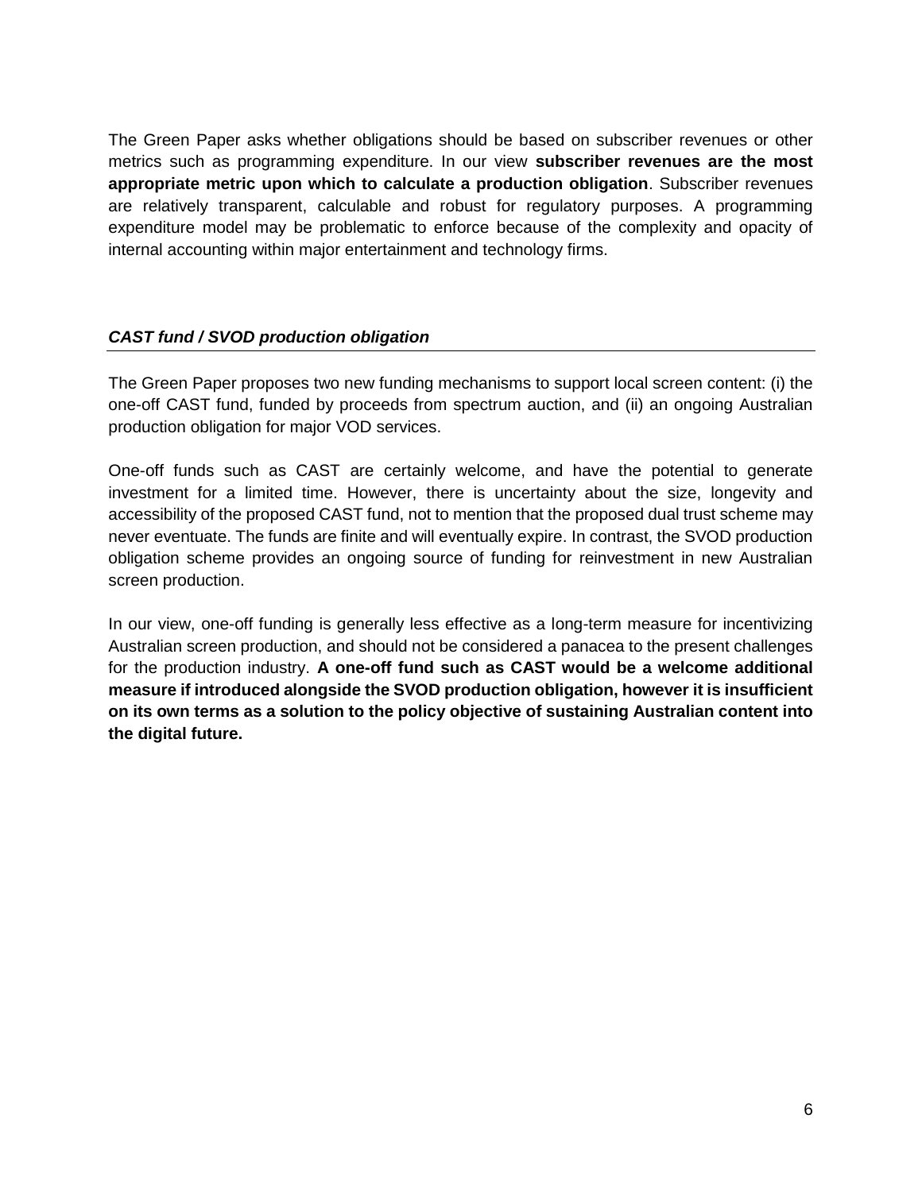The Green Paper asks whether obligations should be based on subscriber revenues or other metrics such as programming expenditure. In our view **subscriber revenues are the most appropriate metric upon which to calculate a production obligation**. Subscriber revenues are relatively transparent, calculable and robust for regulatory purposes. A programming expenditure model may be problematic to enforce because of the complexity and opacity of internal accounting within major entertainment and technology firms.

### ***CAST fund / SVOD production obligation***

The Green Paper proposes two new funding mechanisms to support local screen content: (i) the one-off CAST fund, funded by proceeds from spectrum auction, and (ii) an ongoing Australian production obligation for major VOD services.

One-off funds such as CAST are certainly welcome, and have the potential to generate investment for a limited time. However, there is uncertainty about the size, longevity and accessibility of the proposed CAST fund, not to mention that the proposed dual trust scheme may never eventuate. The funds are finite and will eventually expire. In contrast, the SVOD production obligation scheme provides an ongoing source of funding for reinvestment in new Australian screen production.

In our view, one-off funding is generally less effective as a long-term measure for incentivizing Australian screen production, and should not be considered a panacea to the present challenges for the production industry. **A one-off fund such as CAST would be a welcome additional measure if introduced alongside the SVOD production obligation, however it is insufficient on its own terms as a solution to the policy objective of sustaining Australian content into the digital future.**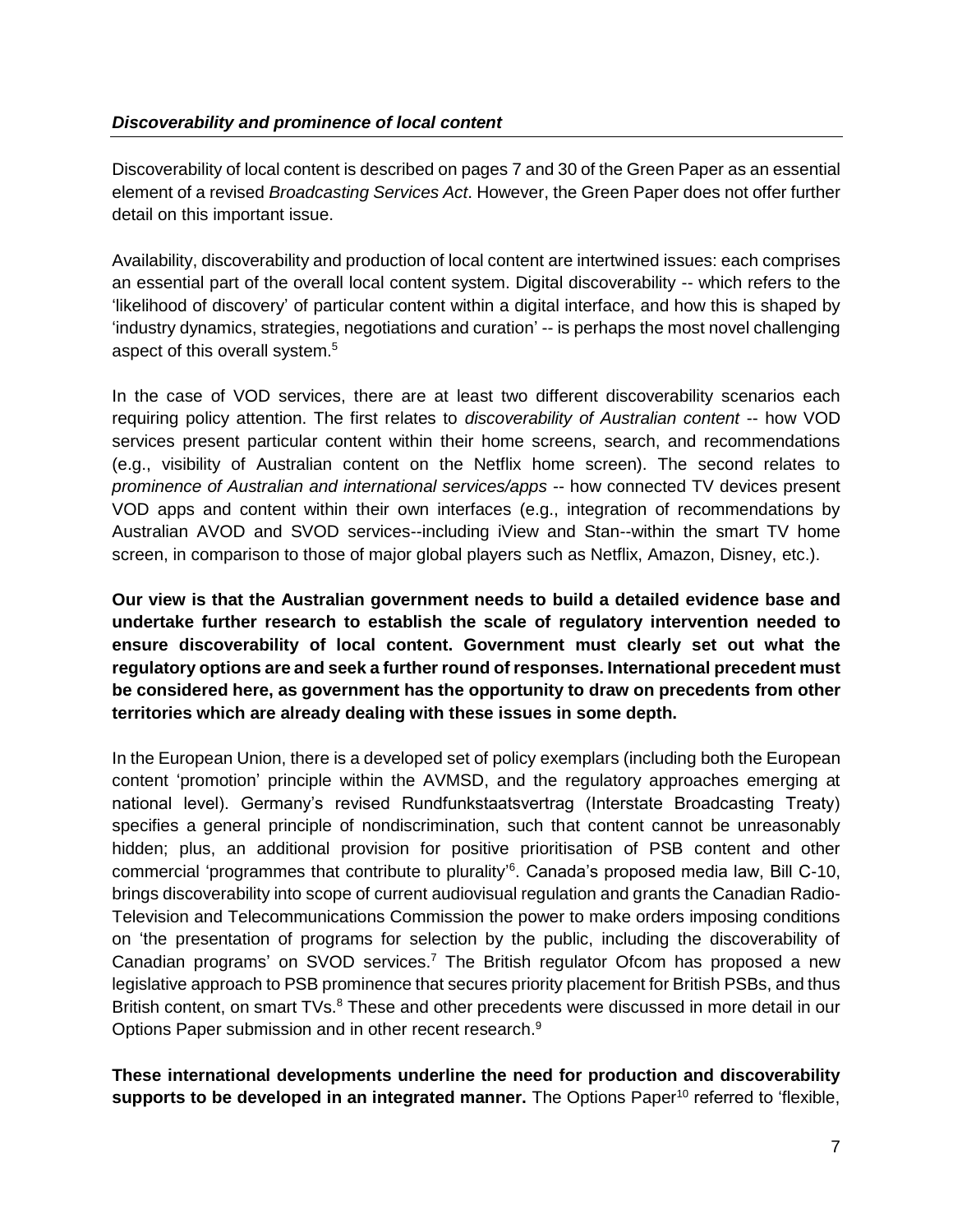### *Discoverability and prominence of local content*

Discoverability of local content is described on pages 7 and 30 of the Green Paper as an essential element of a revised *Broadcasting Services Act*. However, the Green Paper does not offer further detail on this important issue.

Availability, discoverability and production of local content are intertwined issues: each comprises an essential part of the overall local content system. Digital discoverability -- which refers to the 'likelihood of discovery' of particular content within a digital interface, and how this is shaped by 'industry dynamics, strategies, negotiations and curation' -- is perhaps the most novel challenging aspect of this overall system.[5]

In the case of VOD services, there are at least two different discoverability scenarios each requiring policy attention. The first relates to *discoverability of Australian content* -- how VOD services present particular content within their home screens, search, and recommendations (e.g., visibility of Australian content on the Netflix home screen). The second relates to *prominence of Australian and international services/apps* -- how connected TV devices present VOD apps and content within their own interfaces (e.g., integration of recommendations by Australian AVOD and SVOD services--including iView and Stan--within the smart TV home screen, in comparison to those of major global players such as Netflix, Amazon, Disney, etc.).

**Our view is that the Australian government needs to build a detailed evidence base and undertake further research to establish the scale of regulatory intervention needed to ensure discoverability of local content. Government must clearly set out what the regulatory options are and seek a further round of responses. International precedent must be considered here, as government has the opportunity to draw on precedents from other territories which are already dealing with these issues in some depth.**

In the European Union, there is a developed set of policy exemplars (including both the European content 'promotion' principle within the AVMSD, and the regulatory approaches emerging at national level). Germany's revised Rundfunkstaatsvertrag (Interstate Broadcasting Treaty) specifies a general principle of nondiscrimination, such that content cannot be unreasonably hidden; plus, an additional provision for positive prioritisation of PSB content and other commercial 'programmes that contribute to plurality'[6]. Canada's proposed media law, Bill C-10, brings discoverability into scope of current audiovisual regulation and grants the Canadian Radio-Television and Telecommunications Commission the power to make orders imposing conditions on 'the presentation of programs for selection by the public, including the discoverability of Canadian programs' on SVOD services.[7] The British regulator Ofcom has proposed a new legislative approach to PSB prominence that secures priority placement for British PSBs, and thus British content, on smart TVs.[8] These and other precedents were discussed in more detail in our Options Paper submission and in other recent research.[9]

**These international developments underline the need for production and discoverability supports to be developed in an integrated manner.** The Options Paper[10] referred to 'flexible,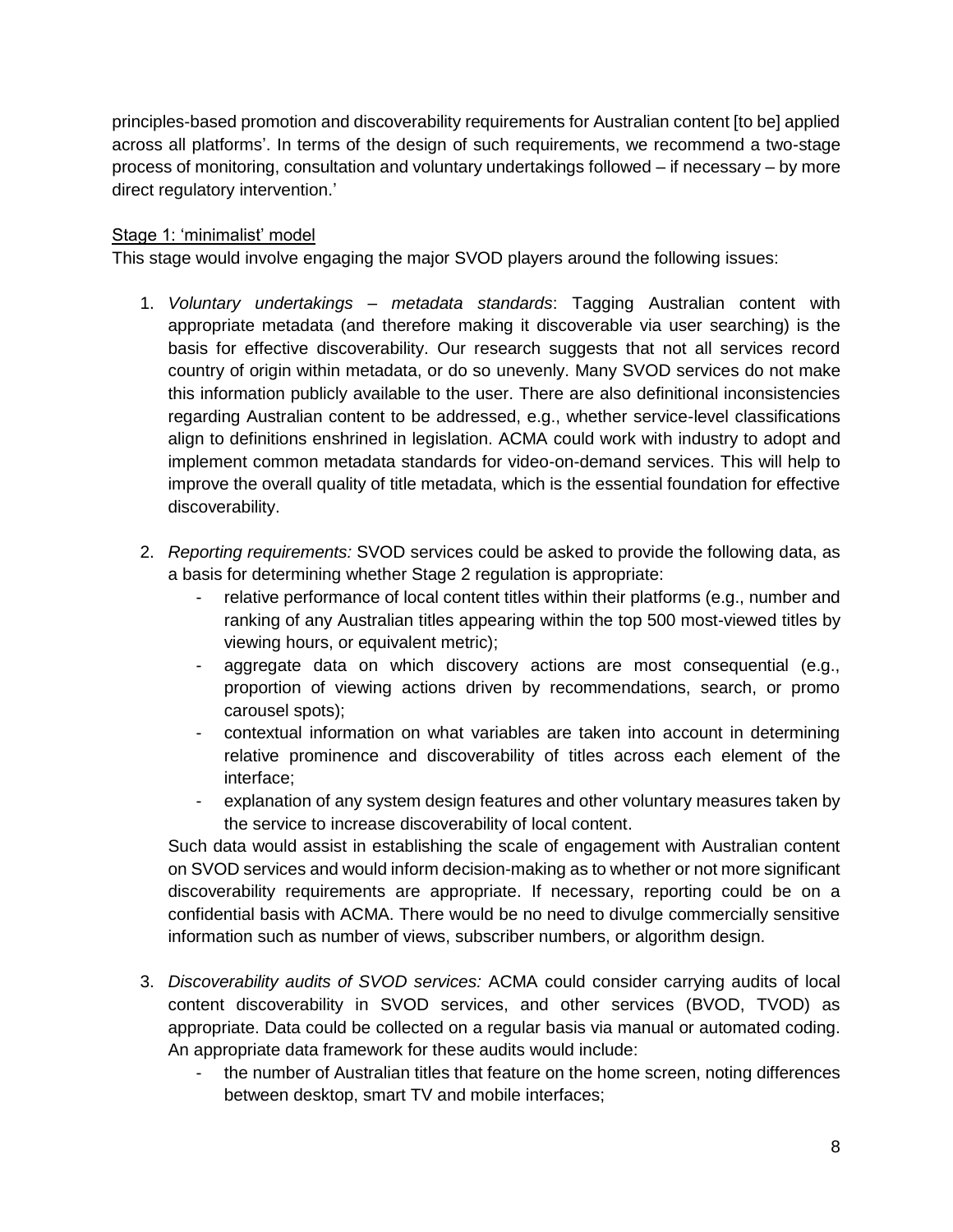principles-based promotion and discoverability requirements for Australian content [to be] applied across all platforms'. In terms of the design of such requirements, we recommend a two-stage process of monitoring, consultation and voluntary undertakings followed – if necessary – by more direct regulatory intervention.'

<u>Stage 1: 'minimalist' model</u>

This stage would involve engaging the major SVOD players around the following issues:

1. *Voluntary undertakings – metadata standards*: Tagging Australian content with appropriate metadata (and therefore making it discoverable via user searching) is the basis for effective discoverability. Our research suggests that not all services record country of origin within metadata, or do so unevenly. Many SVOD services do not make this information publicly available to the user. There are also definitional inconsistencies regarding Australian content to be addressed, e.g., whether service-level classifications align to definitions enshrined in legislation. ACMA could work with industry to adopt and implement common metadata standards for video-on-demand services. This will help to improve the overall quality of title metadata, which is the essential foundation for effective discoverability.

2. *Reporting requirements:* SVOD services could be asked to provide the following data, as a basis for determining whether Stage 2 regulation is appropriate:
    - relative performance of local content titles within their platforms (e.g., number and ranking of any Australian titles appearing within the top 500 most-viewed titles by viewing hours, or equivalent metric);
    - aggregate data on which discovery actions are most consequential (e.g., proportion of viewing actions driven by recommendations, search, or promo carousel spots);
    - contextual information on what variables are taken into account in determining relative prominence and discoverability of titles across each element of the interface;
    - explanation of any system design features and other voluntary measures taken by the service to increase discoverability of local content.

    Such data would assist in establishing the scale of engagement with Australian content on SVOD services and would inform decision-making as to whether or not more significant discoverability requirements are appropriate. If necessary, reporting could be on a confidential basis with ACMA. There would be no need to divulge commercially sensitive information such as number of views, subscriber numbers, or algorithm design.

3. *Discoverability audits of SVOD services:* ACMA could consider carrying audits of local content discoverability in SVOD services, and other services (BVOD, TVOD) as appropriate. Data could be collected on a regular basis via manual or automated coding. An appropriate data framework for these audits would include:
    - the number of Australian titles that feature on the home screen, noting differences between desktop, smart TV and mobile interfaces;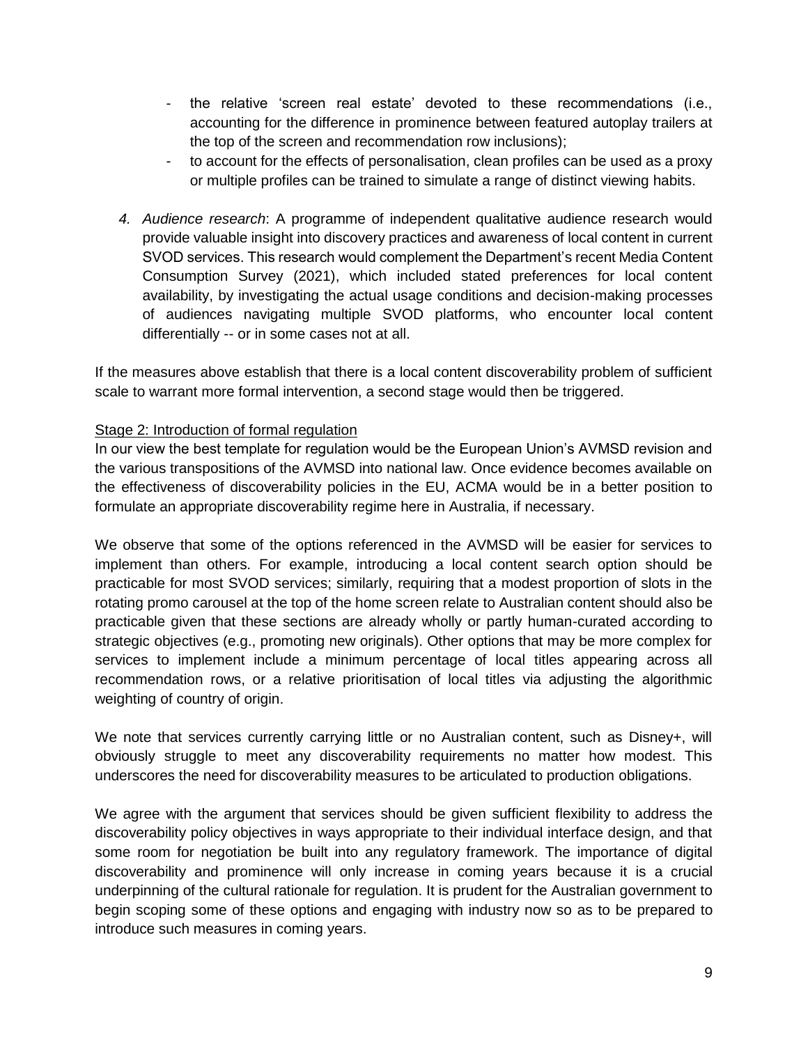- the relative 'screen real estate' devoted to these recommendations (i.e., accounting for the difference in prominence between featured autoplay trailers at the top of the screen and recommendation row inclusions);
- to account for the effects of personalisation, clean profiles can be used as a proxy or multiple profiles can be trained to simulate a range of distinct viewing habits.

4. *Audience research*: A programme of independent qualitative audience research would provide valuable insight into discovery practices and awareness of local content in current SVOD services. This research would complement the Department's recent Media Content Consumption Survey (2021), which included stated preferences for local content availability, by investigating the actual usage conditions and decision-making processes of audiences navigating multiple SVOD platforms, who encounter local content differentially -- or in some cases not at all.

If the measures above establish that there is a local content discoverability problem of sufficient scale to warrant more formal intervention, a second stage would then be triggered.

<u>Stage 2: Introduction of formal regulation</u>

In our view the best template for regulation would be the European Union's AVMSD revision and the various transpositions of the AVMSD into national law. Once evidence becomes available on the effectiveness of discoverability policies in the EU, ACMA would be in a better position to formulate an appropriate discoverability regime here in Australia, if necessary.

We observe that some of the options referenced in the AVMSD will be easier for services to implement than others. For example, introducing a local content search option should be practicable for most SVOD services; similarly, requiring that a modest proportion of slots in the rotating promo carousel at the top of the home screen relate to Australian content should also be practicable given that these sections are already wholly or partly human-curated according to strategic objectives (e.g., promoting new originals). Other options that may be more complex for services to implement include a minimum percentage of local titles appearing across all recommendation rows, or a relative prioritisation of local titles via adjusting the algorithmic weighting of country of origin.

We note that services currently carrying little or no Australian content, such as Disney+, will obviously struggle to meet any discoverability requirements no matter how modest. This underscores the need for discoverability measures to be articulated to production obligations.

We agree with the argument that services should be given sufficient flexibility to address the discoverability policy objectives in ways appropriate to their individual interface design, and that some room for negotiation be built into any regulatory framework. The importance of digital discoverability and prominence will only increase in coming years because it is a crucial underpinning of the cultural rationale for regulation. It is prudent for the Australian government to begin scoping some of these options and engaging with industry now so as to be prepared to introduce such measures in coming years.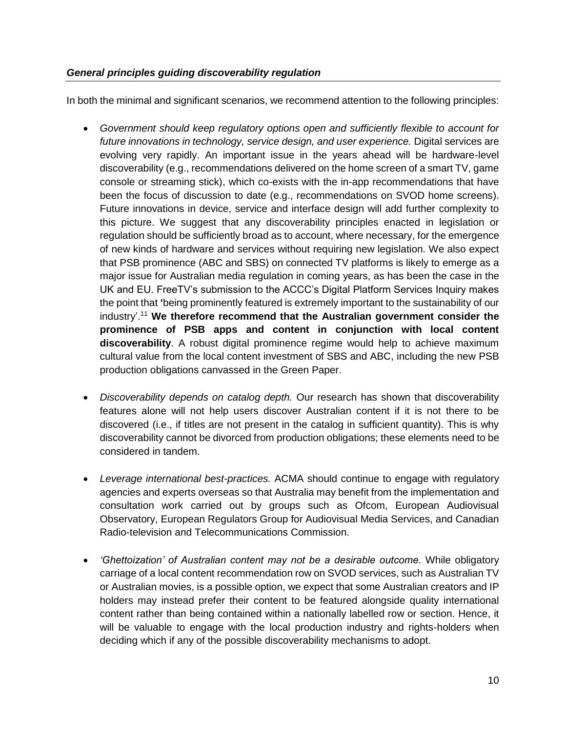### *General principles guiding discoverability regulation*

In both the minimal and significant scenarios, we recommend attention to the following principles:

- *Government should keep regulatory options open and sufficiently flexible to account for future innovations in technology, service design, and user experience.* Digital services are evolving very rapidly. An important issue in the years ahead will be hardware-level discoverability (e.g., recommendations delivered on the home screen of a smart TV, game console or streaming stick), which co-exists with the in-app recommendations that have been the focus of discussion to date (e.g., recommendations on SVOD home screens). Future innovations in device, service and interface design will add further complexity to this picture. We suggest that any discoverability principles enacted in legislation or regulation should be sufficiently broad as to account, where necessary, for the emergence of new kinds of hardware and services without requiring new legislation. We also expect that PSB prominence (ABC and SBS) on connected TV platforms is likely to emerge as a major issue for Australian media regulation in coming years, as has been the case in the UK and EU. FreeTV's submission to the ACCC's Digital Platform Services Inquiry makes the point that 'being prominently featured is extremely important to the sustainability of our industry'.[11] **We therefore recommend that the Australian government consider the prominence of PSB apps and content in conjunction with local content discoverability**. A robust digital prominence regime would help to achieve maximum cultural value from the local content investment of SBS and ABC, including the new PSB production obligations canvassed in the Green Paper.

- *Discoverability depends on catalog depth.* Our research has shown that discoverability features alone will not help users discover Australian content if it is not there to be discovered (i.e., if titles are not present in the catalog in sufficient quantity). This is why discoverability cannot be divorced from production obligations; these elements need to be considered in tandem.

- *Leverage international best-practices.* ACMA should continue to engage with regulatory agencies and experts overseas so that Australia may benefit from the implementation and consultation work carried out by groups such as Ofcom, European Audiovisual Observatory, European Regulators Group for Audiovisual Media Services, and Canadian Radio-television and Telecommunications Commission.

- *'Ghettoization' of Australian content may not be a desirable outcome.* While obligatory carriage of a local content recommendation row on SVOD services, such as Australian TV or Australian movies, is a possible option, we expect that some Australian creators and IP holders may instead prefer their content to be featured alongside quality international content rather than being contained within a nationally labelled row or section. Hence, it will be valuable to engage with the local production industry and rights-holders when deciding which if any of the possible discoverability mechanisms to adopt.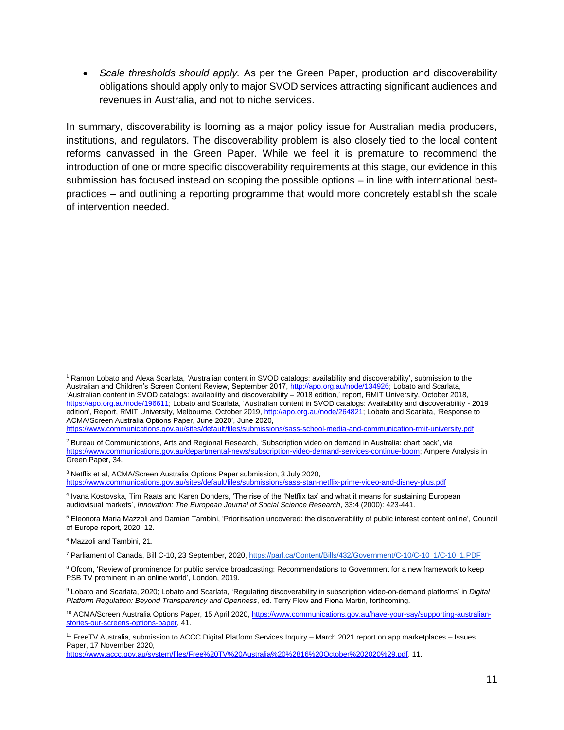- *Scale thresholds should apply.* As per the Green Paper, production and discoverability obligations should apply only to major SVOD services attracting significant audiences and revenues in Australia, and not to niche services.

In summary, discoverability is looming as a major policy issue for Australian media producers, institutions, and regulators. The discoverability problem is also closely tied to the local content reforms canvassed in the Green Paper. While we feel it is premature to recommend the introduction of one or more specific discoverability requirements at this stage, our evidence in this submission has focused instead on scoping the possible options – in line with international best-practices – and outlining a reporting programme that would more concretely establish the scale of intervention needed.

---

[1] Ramon Lobato and Alexa Scarlata, 'Australian content in SVOD catalogs: availability and discoverability', submission to the Australian and Children's Screen Content Review, September 2017, http://apo.org.au/node/134926; Lobato and Scarlata, 'Australian content in SVOD catalogs: availability and discoverability – 2018 edition,' report, RMIT University, October 2018, https://apo.org.au/node/196611; Lobato and Scarlata, 'Australian content in SVOD catalogs: Availability and discoverability - 2019 edition', Report, RMIT University, Melbourne, October 2019, http://apo.org.au/node/264821; Lobato and Scarlata, 'Response to ACMA/Screen Australia Options Paper, June 2020', June 2020, https://www.communications.gov.au/sites/default/files/submissions/sass-school-media-and-communication-rmit-university.pdf

[2] Bureau of Communications, Arts and Regional Research, 'Subscription video on demand in Australia: chart pack', via https://www.communications.gov.au/departmental-news/subscription-video-demand-services-continue-boom; Ampere Analysis in Green Paper, 34.

[3] Netflix et al, ACMA/Screen Australia Options Paper submission, 3 July 2020, https://www.communications.gov.au/sites/default/files/submissions/sass-stan-netflix-prime-video-and-disney-plus.pdf

[4] Ivana Kostovska, Tim Raats and Karen Donders, 'The rise of the 'Netflix tax' and what it means for sustaining European audiovisual markets', *Innovation: The European Journal of Social Science Research*, 33:4 (2000): 423-441.

[5] Eleonora Maria Mazzoli and Damian Tambini, 'Prioritisation uncovered: the discoverability of public interest content online', Council of Europe report, 2020, 12.

[6] Mazzoli and Tambini, 21.

[7] Parliament of Canada, Bill C-10, 23 September, 2020, https://parl.ca/Content/Bills/432/Government/C-10/C-10_1/C-10_1.PDF

[8] Ofcom, 'Review of prominence for public service broadcasting: Recommendations to Government for a new framework to keep PSB TV prominent in an online world', London, 2019.

[9] Lobato and Scarlata, 2020; Lobato and Scarlata, 'Regulating discoverability in subscription video-on-demand platforms' in *Digital Platform Regulation: Beyond Transparency and Openness*, ed. Terry Flew and Fiona Martin, forthcoming.

[10] ACMA/Screen Australia Options Paper, 15 April 2020, https://www.communications.gov.au/have-your-say/supporting-australian-stories-our-screens-options-paper, 41.

[11] FreeTV Australia, submission to ACCC Digital Platform Services Inquiry – March 2021 report on app marketplaces – Issues Paper, 17 November 2020, https://www.accc.gov.au/system/files/Free%20TV%20Australia%20%2816%20October%202020%29.pdf, 11.